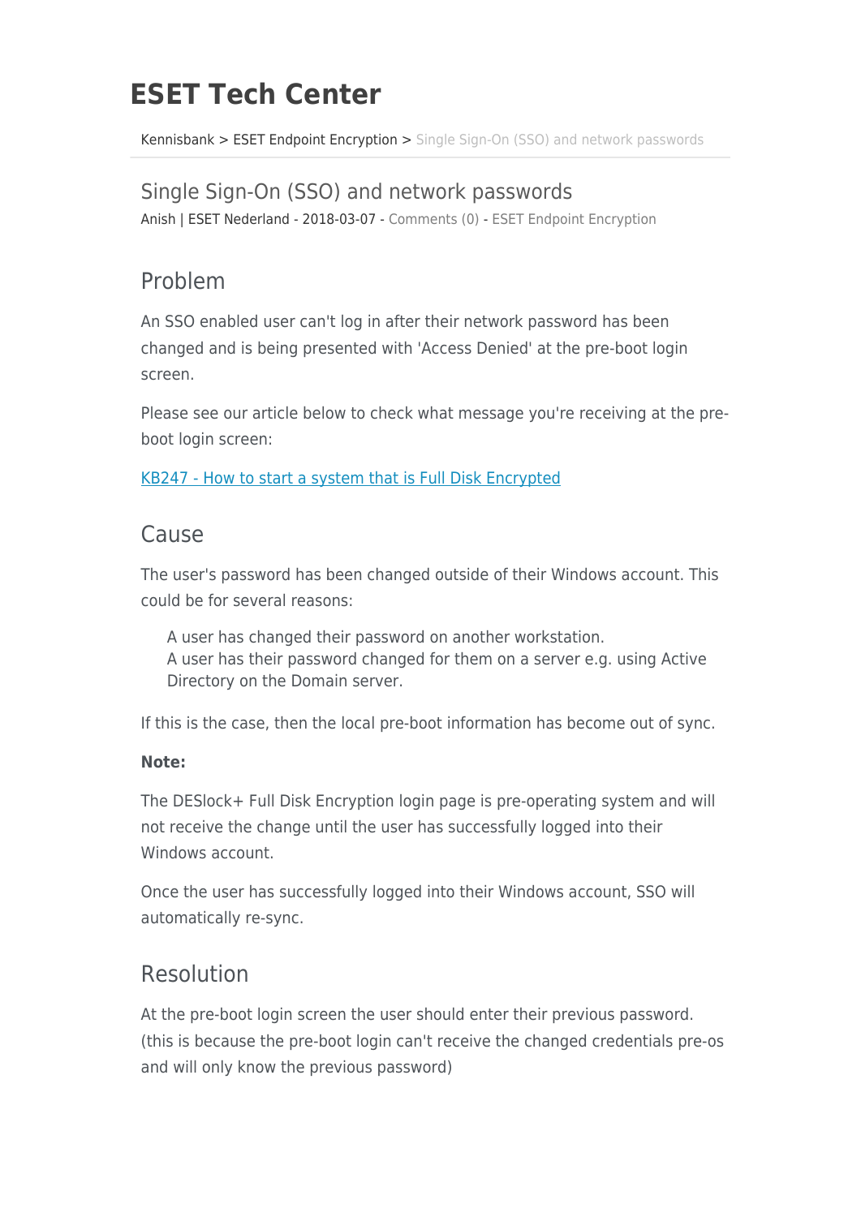# ESET Tech Center

Kennisbank > ESET Endpoint Encryption > Single Sign-On (SSO) and network passwords

## Single Sign-On (SSO) and network passwords

Anish | ESET Nederland - 2018-03-07 - Comments (0) - ESET Endpoint Encryption

## Problem

An SSO enabled user can't log in after their network password has been changed and is being presented with 'Access Denied' at the pre-boot login screen.

Please see our article below to check what message you're receiving at the pre-boot login screen:

[KB247 - How to start a system that is Full Disk Encrypted]()

## Cause

The user's password has been changed outside of their Windows account. This could be for several reasons:

A user has changed their password on another workstation.
A user has their password changed for them on a server e.g. using Active Directory on the Domain server.

If this is the case, then the local pre-boot information has become out of sync.

**Note:**

The DESlock+ Full Disk Encryption login page is pre-operating system and will not receive the change until the user has successfully logged into their Windows account.

Once the user has successfully logged into their Windows account, SSO will automatically re-sync.

## Resolution

At the pre-boot login screen the user should enter their previous password. (this is because the pre-boot login can't receive the changed credentials pre-os and will only know the previous password)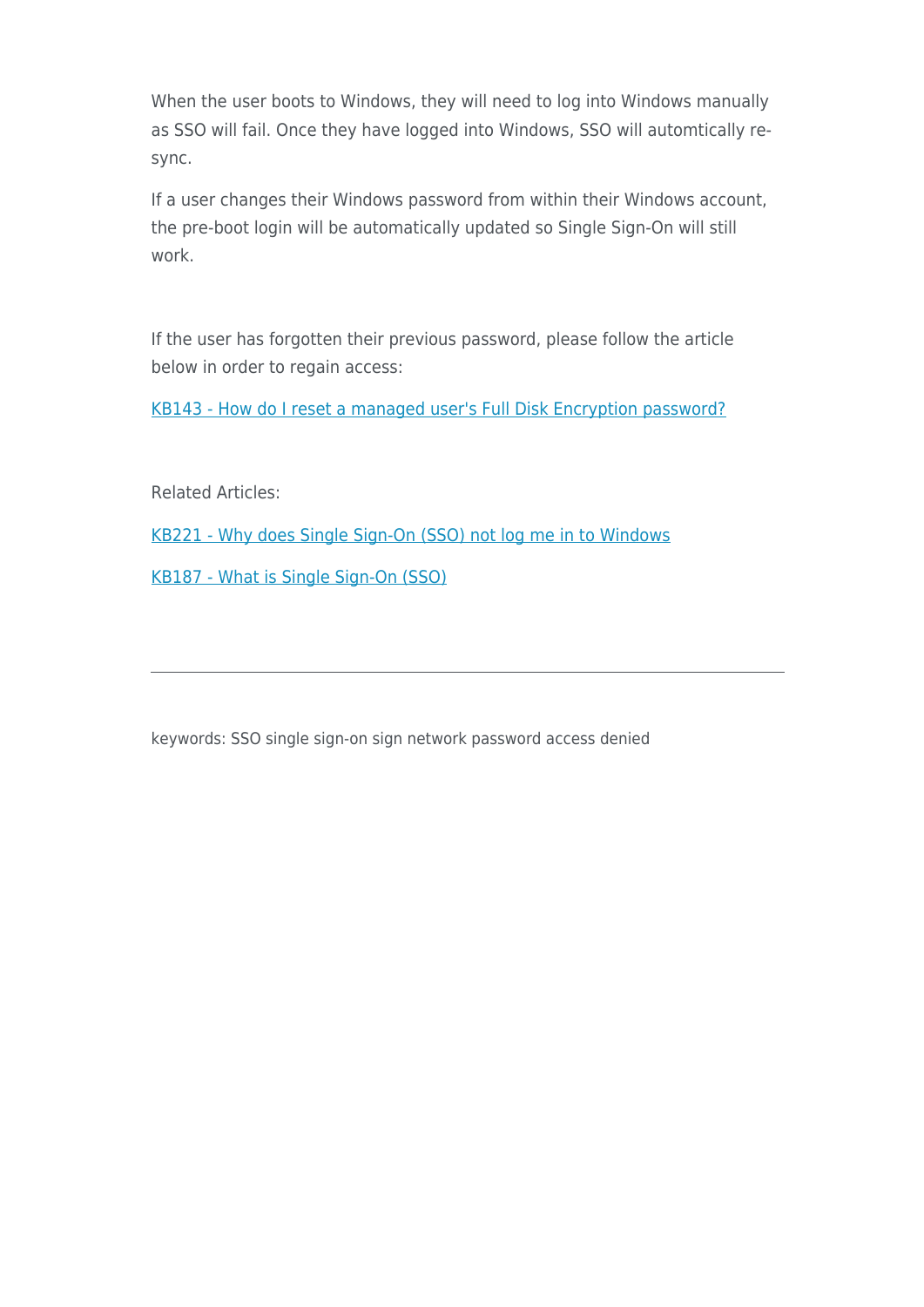When the user boots to Windows, they will need to log into Windows manually as SSO will fail. Once they have logged into Windows, SSO will automtically re-sync.

If a user changes their Windows password from within their Windows account, the pre-boot login will be automatically updated so Single Sign-On will still work.

If the user has forgotten their previous password, please follow the article below in order to regain access:

[KB143 - How do I reset a managed user's Full Disk Encryption password?]()

Related Articles:

[KB221 - Why does Single Sign-On (SSO) not log me in to Windows]()

[KB187 - What is Single Sign-On (SSO)]()

---

keywords: SSO single sign-on sign network password access denied